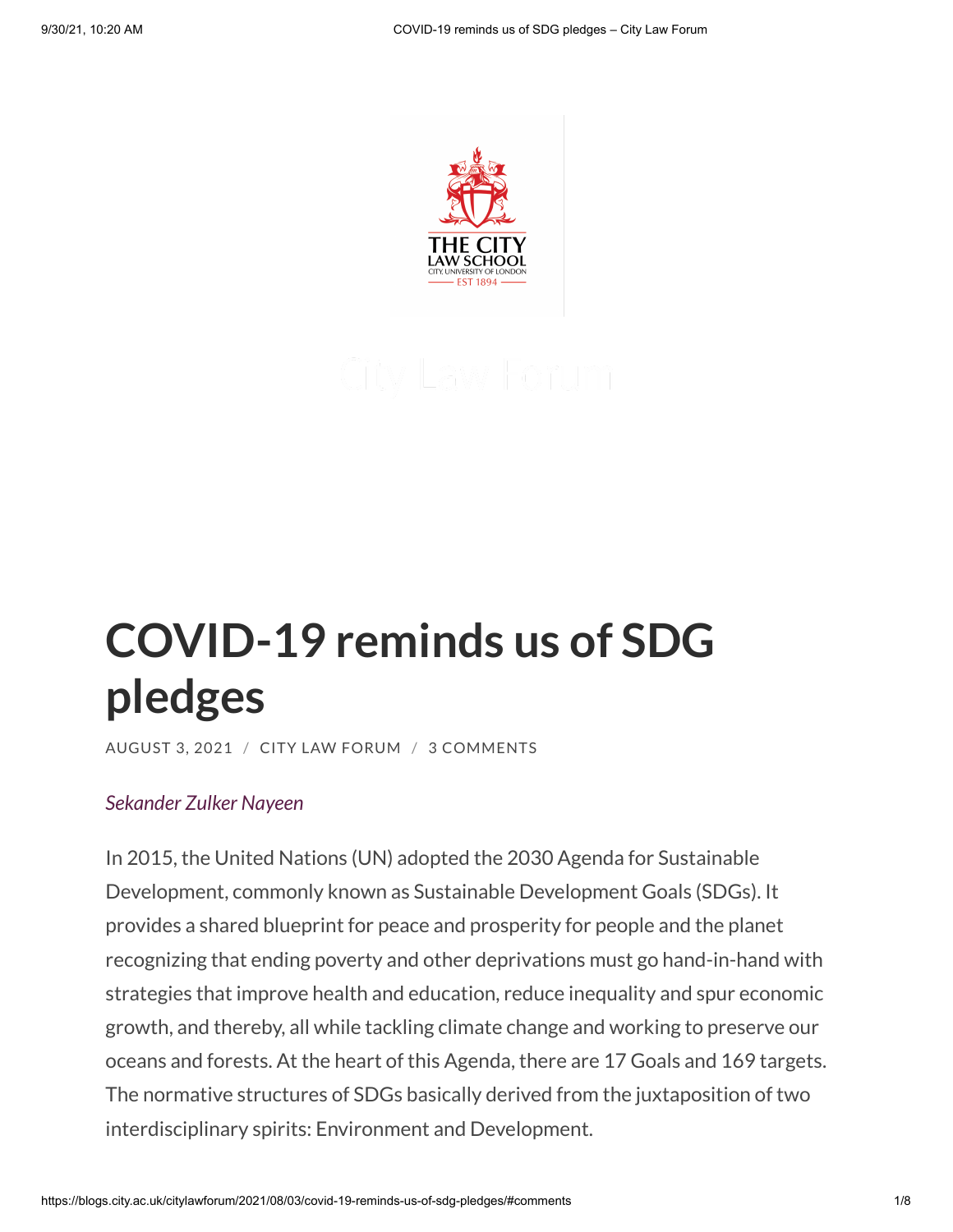# COVID-19 reminds us of SDG pledges

AUGUST 3, 2021 / CITY LAW FORUM / 3 COMMENTS

*Sekander Zulker Nayeen*

In 2015, the United Nations (UN) adopted the 2030 Agenda for Sustainable Development, commonly known as Sustainable Development Goals (SDGs). It provides a shared blueprint for peace and prosperity for people and the planet recognizing that ending poverty and other deprivations must go hand-in-hand with strategies that improve health and education, reduce inequality and spur economic growth, and thereby, all while tackling climate change and working to preserve our oceans and forests. At the heart of this Agenda, there are 17 Goals and 169 targets. The normative structures of SDGs basically derived from the juxtaposition of two interdisciplinary spirits: Environment and Development.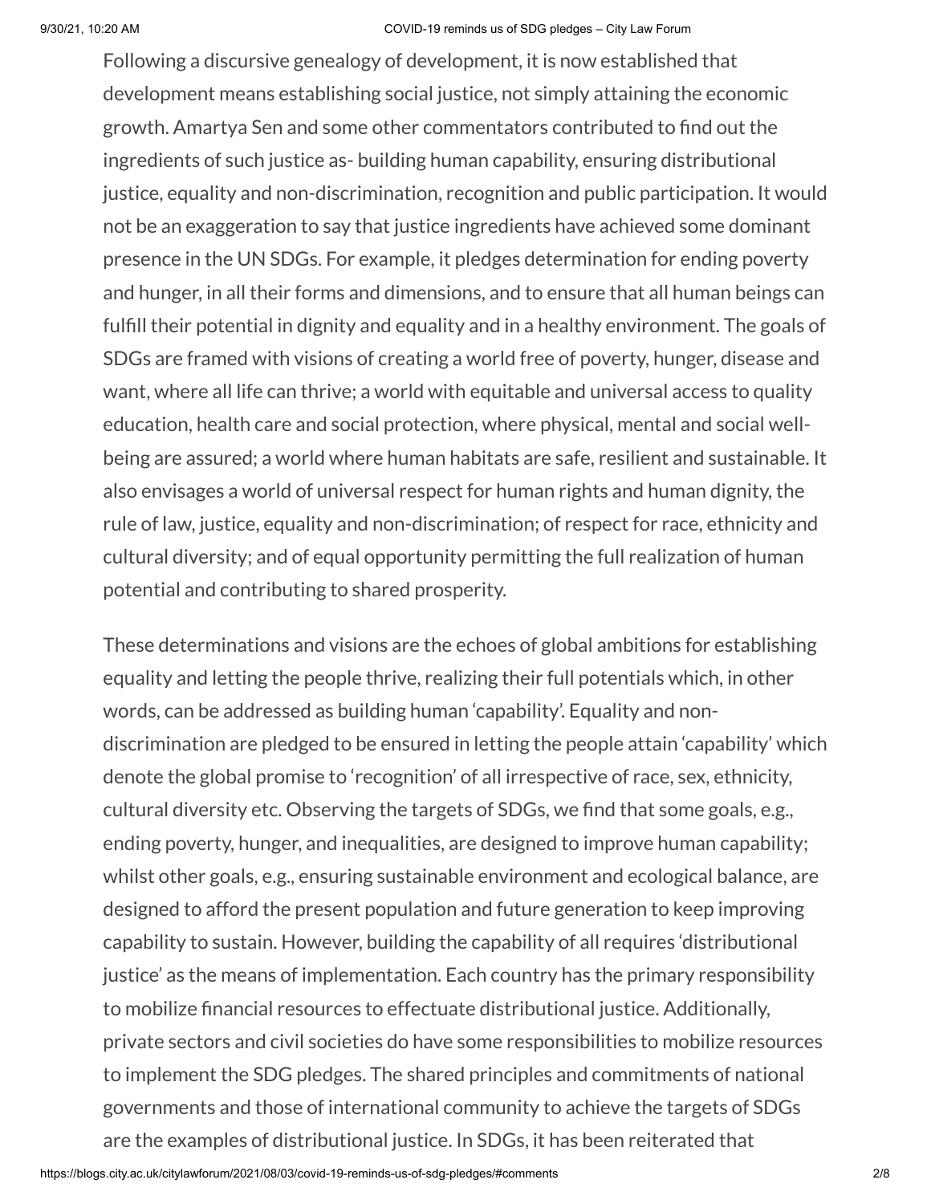Following a discursive genealogy of development, it is now established that development means establishing social justice, not simply attaining the economic growth. Amartya Sen and some other commentators contributed to find out the ingredients of such justice as- building human capability, ensuring distributional justice, equality and non-discrimination, recognition and public participation. It would not be an exaggeration to say that justice ingredients have achieved some dominant presence in the UN SDGs. For example, it pledges determination for ending poverty and hunger, in all their forms and dimensions, and to ensure that all human beings can fulfill their potential in dignity and equality and in a healthy environment. The goals of SDGs are framed with visions of creating a world free of poverty, hunger, disease and want, where all life can thrive; a world with equitable and universal access to quality education, health care and social protection, where physical, mental and social well-being are assured; a world where human habitats are safe, resilient and sustainable. It also envisages a world of universal respect for human rights and human dignity, the rule of law, justice, equality and non-discrimination; of respect for race, ethnicity and cultural diversity; and of equal opportunity permitting the full realization of human potential and contributing to shared prosperity.

These determinations and visions are the echoes of global ambitions for establishing equality and letting the people thrive, realizing their full potentials which, in other words, can be addressed as building human 'capability'. Equality and non-discrimination are pledged to be ensured in letting the people attain 'capability' which denote the global promise to 'recognition' of all irrespective of race, sex, ethnicity, cultural diversity etc. Observing the targets of SDGs, we find that some goals, e.g., ending poverty, hunger, and inequalities, are designed to improve human capability; whilst other goals, e.g., ensuring sustainable environment and ecological balance, are designed to afford the present population and future generation to keep improving capability to sustain. However, building the capability of all requires 'distributional justice' as the means of implementation. Each country has the primary responsibility to mobilize financial resources to effectuate distributional justice. Additionally, private sectors and civil societies do have some responsibilities to mobilize resources to implement the SDG pledges. The shared principles and commitments of national governments and those of international community to achieve the targets of SDGs are the examples of distributional justice. In SDGs, it has been reiterated that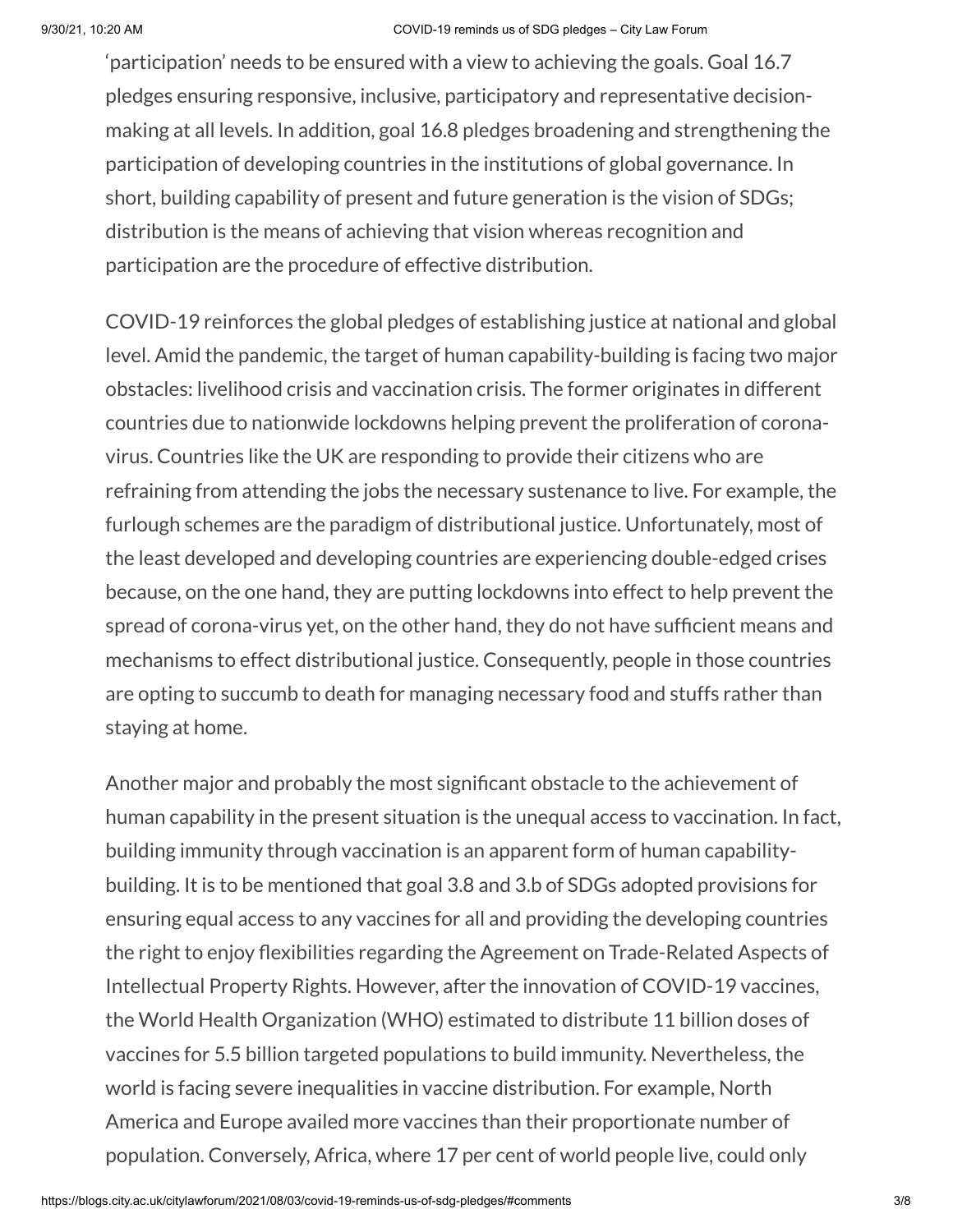'participation' needs to be ensured with a view to achieving the goals. Goal 16.7 pledges ensuring responsive, inclusive, participatory and representative decision-making at all levels. In addition, goal 16.8 pledges broadening and strengthening the participation of developing countries in the institutions of global governance. In short, building capability of present and future generation is the vision of SDGs; distribution is the means of achieving that vision whereas recognition and participation are the procedure of effective distribution.

COVID-19 reinforces the global pledges of establishing justice at national and global level. Amid the pandemic, the target of human capability-building is facing two major obstacles: livelihood crisis and vaccination crisis. The former originates in different countries due to nationwide lockdowns helping prevent the proliferation of corona-virus. Countries like the UK are responding to provide their citizens who are refraining from attending the jobs the necessary sustenance to live. For example, the furlough schemes are the paradigm of distributional justice. Unfortunately, most of the least developed and developing countries are experiencing double-edged crises because, on the one hand, they are putting lockdowns into effect to help prevent the spread of corona-virus yet, on the other hand, they do not have sufficient means and mechanisms to effect distributional justice. Consequently, people in those countries are opting to succumb to death for managing necessary food and stuffs rather than staying at home.

Another major and probably the most significant obstacle to the achievement of human capability in the present situation is the unequal access to vaccination. In fact, building immunity through vaccination is an apparent form of human capability-building. It is to be mentioned that goal 3.8 and 3.b of SDGs adopted provisions for ensuring equal access to any vaccines for all and providing the developing countries the right to enjoy flexibilities regarding the Agreement on Trade-Related Aspects of Intellectual Property Rights. However, after the innovation of COVID-19 vaccines, the World Health Organization (WHO) estimated to distribute 11 billion doses of vaccines for 5.5 billion targeted populations to build immunity. Nevertheless, the world is facing severe inequalities in vaccine distribution. For example, North America and Europe availed more vaccines than their proportionate number of population. Conversely, Africa, where 17 per cent of world people live, could only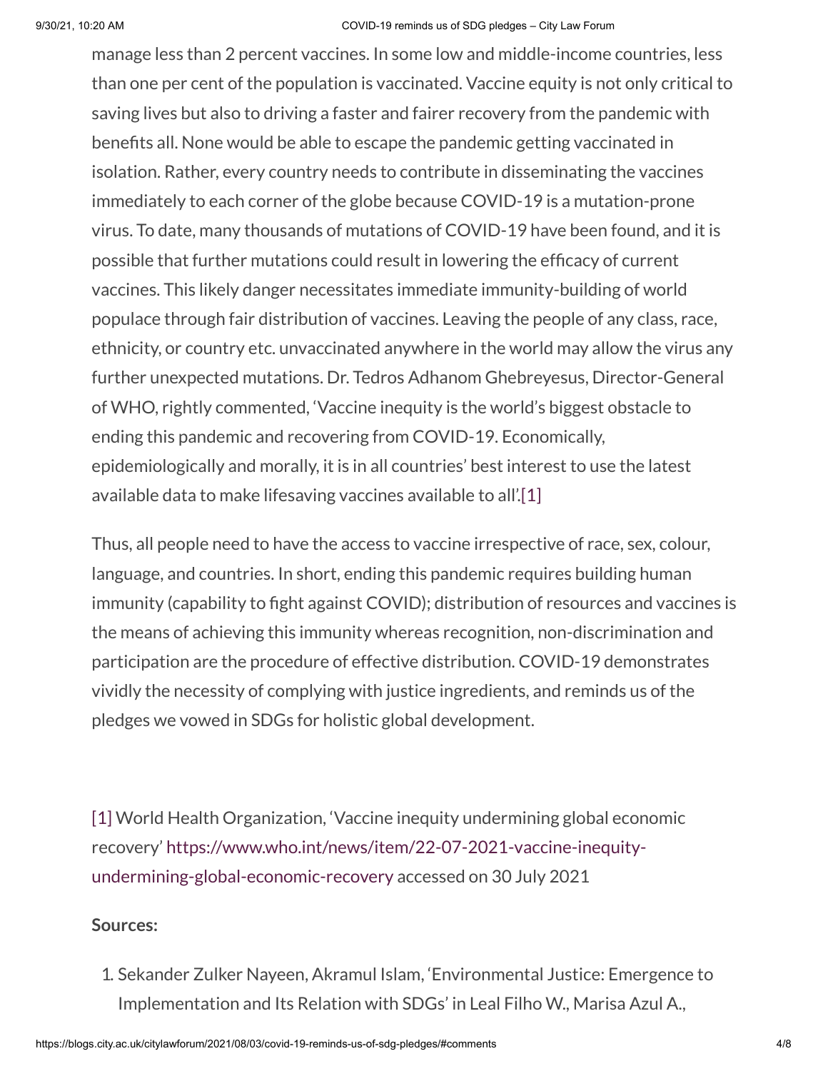manage less than 2 percent vaccines. In some low and middle-income countries, less than one per cent of the population is vaccinated. Vaccine equity is not only critical to saving lives but also to driving a faster and fairer recovery from the pandemic with benefits all. None would be able to escape the pandemic getting vaccinated in isolation. Rather, every country needs to contribute in disseminating the vaccines immediately to each corner of the globe because COVID-19 is a mutation-prone virus. To date, many thousands of mutations of COVID-19 have been found, and it is possible that further mutations could result in lowering the efficacy of current vaccines. This likely danger necessitates immediate immunity-building of world populace through fair distribution of vaccines. Leaving the people of any class, race, ethnicity, or country etc. unvaccinated anywhere in the world may allow the virus any further unexpected mutations. Dr. Tedros Adhanom Ghebreyesus, Director-General of WHO, rightly commented, 'Vaccine inequity is the world's biggest obstacle to ending this pandemic and recovering from COVID-19. Economically, epidemiologically and morally, it is in all countries' best interest to use the latest available data to make lifesaving vaccines available to all'.[1]

Thus, all people need to have the access to vaccine irrespective of race, sex, colour, language, and countries. In short, ending this pandemic requires building human immunity (capability to fight against COVID); distribution of resources and vaccines is the means of achieving this immunity whereas recognition, non-discrimination and participation are the procedure of effective distribution. COVID-19 demonstrates vividly the necessity of complying with justice ingredients, and reminds us of the pledges we vowed in SDGs for holistic global development.

[1] World Health Organization, 'Vaccine inequity undermining global economic recovery' https://www.who.int/news/item/22-07-2021-vaccine-inequity-undermining-global-economic-recovery accessed on 30 July 2021

**Sources:**

1. Sekander Zulker Nayeen, Akramul Islam, 'Environmental Justice: Emergence to Implementation and Its Relation with SDGs' in Leal Filho W., Marisa Azul A.,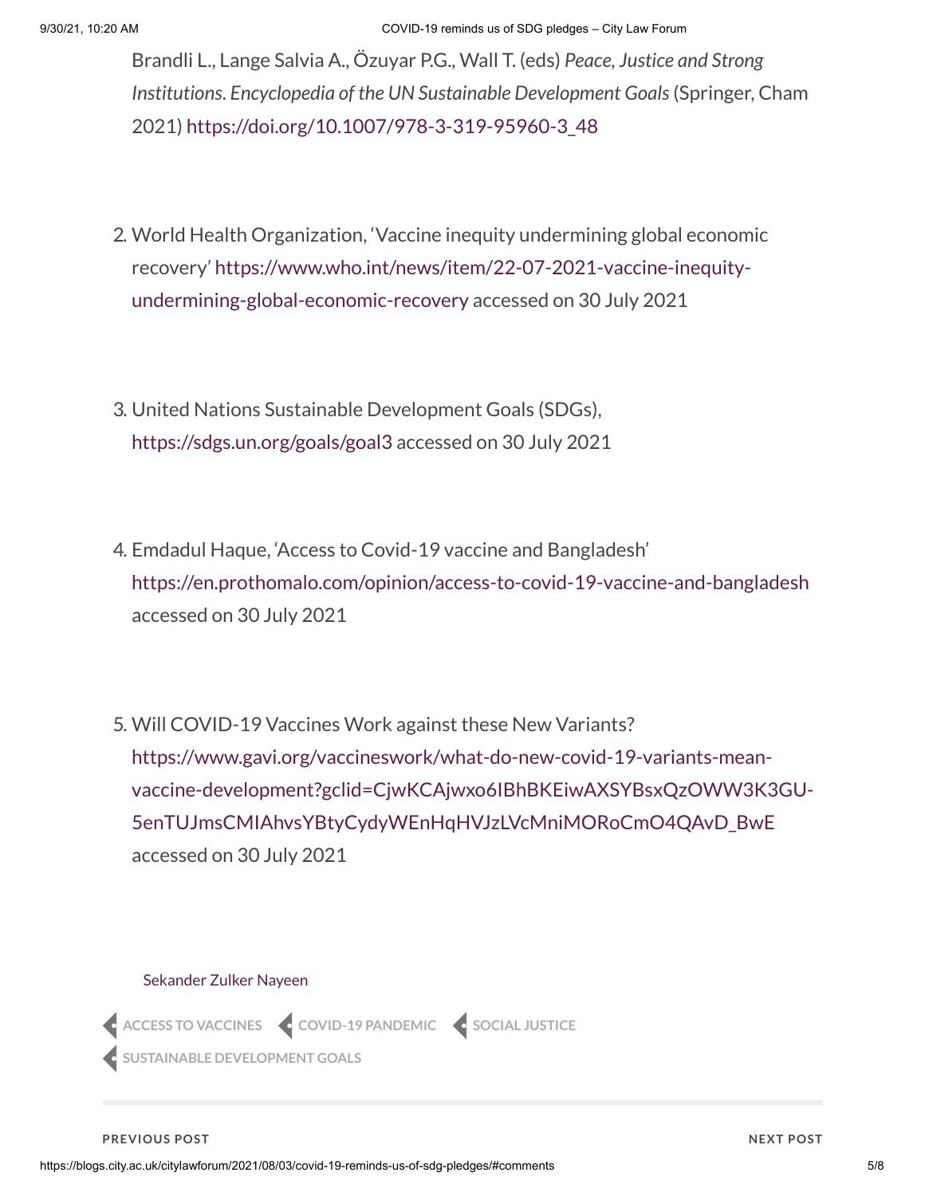Brandli L., Lange Salvia A., Özuyar P.G., Wall T. (eds) *Peace, Justice and Strong Institutions. Encyclopedia of the UN Sustainable Development Goals* (Springer, Cham 2021) https://doi.org/10.1007/978-3-319-95960-3_48

2. World Health Organization, 'Vaccine inequity undermining global economic recovery' https://www.who.int/news/item/22-07-2021-vaccine-inequity-undermining-global-economic-recovery accessed on 30 July 2021

3. United Nations Sustainable Development Goals (SDGs), https://sdgs.un.org/goals/goal3 accessed on 30 July 2021

4. Emdadul Haque, 'Access to Covid-19 vaccine and Bangladesh' https://en.prothomalo.com/opinion/access-to-covid-19-vaccine-and-bangladesh accessed on 30 July 2021

5. Will COVID-19 Vaccines Work against these New Variants? https://www.gavi.org/vaccineswork/what-do-new-covid-19-variants-mean-vaccine-development?gclid=CjwKCAjwxo6IBhBKEiwAXSYBsxQzOWW3K3GU-5enTUJmsCMIAhvsYBtyCydyWEnHqHVJzLVcMniMORoCmO4QAvD_BwE accessed on 30 July 2021

Sekander Zulker Nayeen

ACCESS TO VACCINES · COVID-19 PANDEMIC · SOCIAL JUSTICE · SUSTAINABLE DEVELOPMENT GOALS

PREVIOUS POST

NEXT POST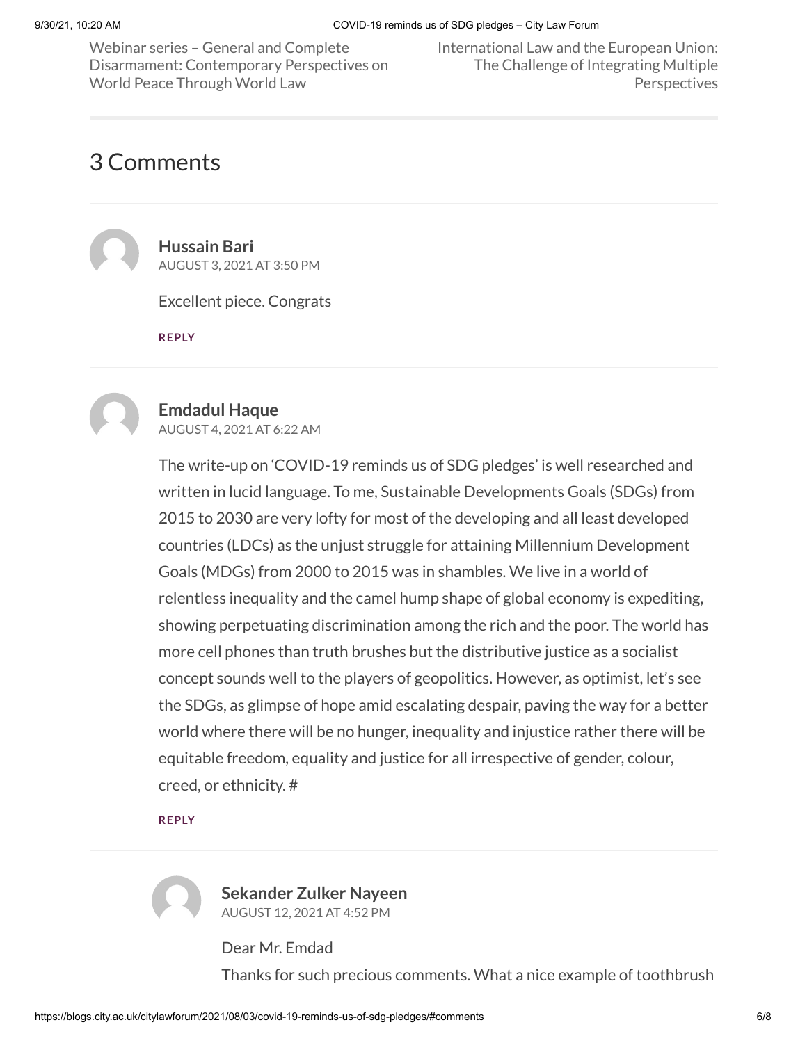Webinar series – General and Complete Disarmament: Contemporary Perspectives on World Peace Through World Law

International Law and the European Union: The Challenge of Integrating Multiple Perspectives

## 3 Comments

**Hussain Bari**
AUGUST 3, 2021 AT 3:50 PM

Excellent piece. Congrats

REPLY

**Emdadul Haque**
AUGUST 4, 2021 AT 6:22 AM

The write-up on 'COVID-19 reminds us of SDG pledges' is well researched and written in lucid language. To me, Sustainable Developments Goals (SDGs) from 2015 to 2030 are very lofty for most of the developing and all least developed countries (LDCs) as the unjust struggle for attaining Millennium Development Goals (MDGs) from 2000 to 2015 was in shambles. We live in a world of relentless inequality and the camel hump shape of global economy is expediting, showing perpetuating discrimination among the rich and the poor. The world has more cell phones than truth brushes but the distributive justice as a socialist concept sounds well to the players of geopolitics. However, as optimist, let's see the SDGs, as glimpse of hope amid escalating despair, paving the way for a better world where there will be no hunger, inequality and injustice rather there will be equitable freedom, equality and justice for all irrespective of gender, colour, creed, or ethnicity. #

REPLY

**Sekander Zulker Nayeen**
AUGUST 12, 2021 AT 4:52 PM

Dear Mr. Emdad

Thanks for such precious comments. What a nice example of toothbrush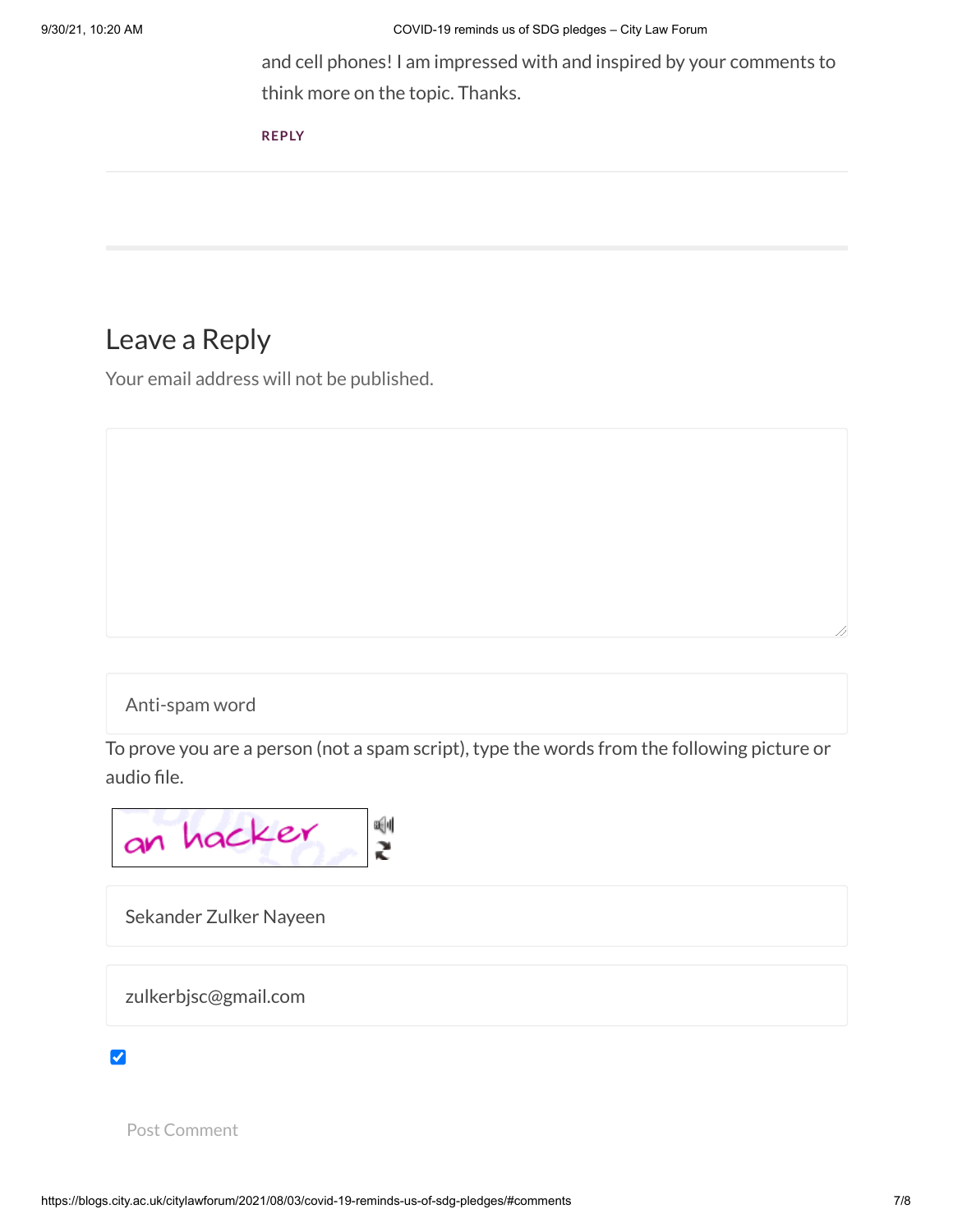and cell phones! I am impressed with and inspired by your comments to think more on the topic. Thanks.

REPLY

---

## Leave a Reply

Your email address will not be published.

Anti-spam word

To prove you are a person (not a spam script), type the words from the following picture or audio file.

an hacker

Sekander Zulker Nayeen

zulkerbjsc@gmail.com

Post Comment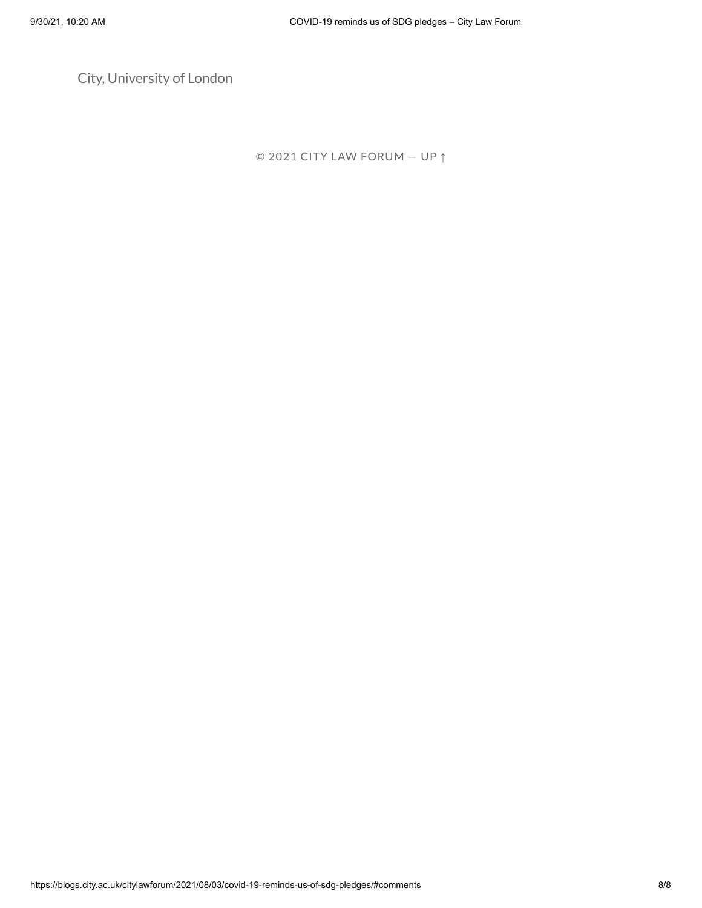City, University of London

© 2021 CITY LAW FORUM — UP ↑